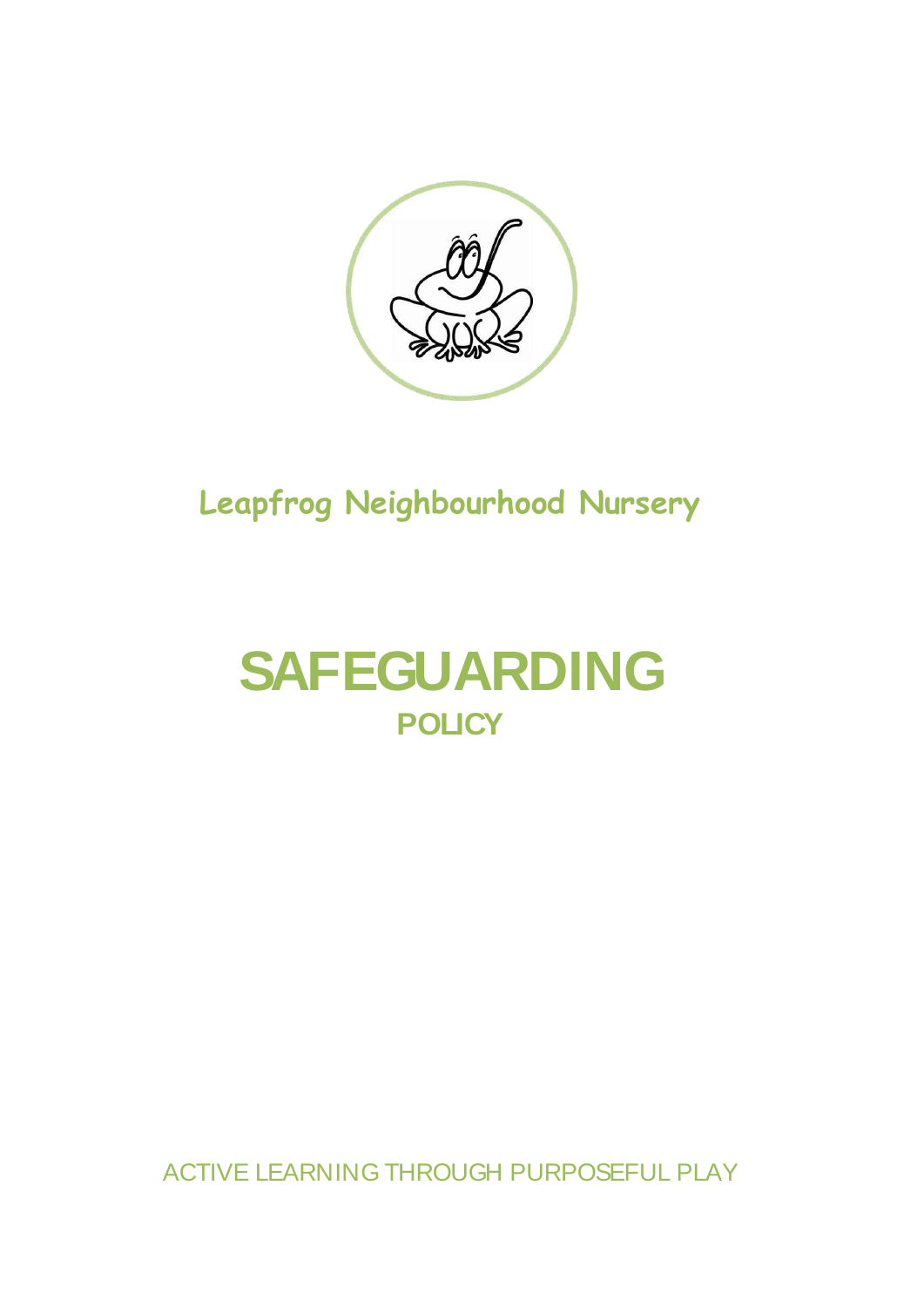Leapfrog Neighbourhood Nursery

# SAFEGUARDING

## POLICY

ACTIVE LEARNING THROUGH PURPOSEFUL PLAY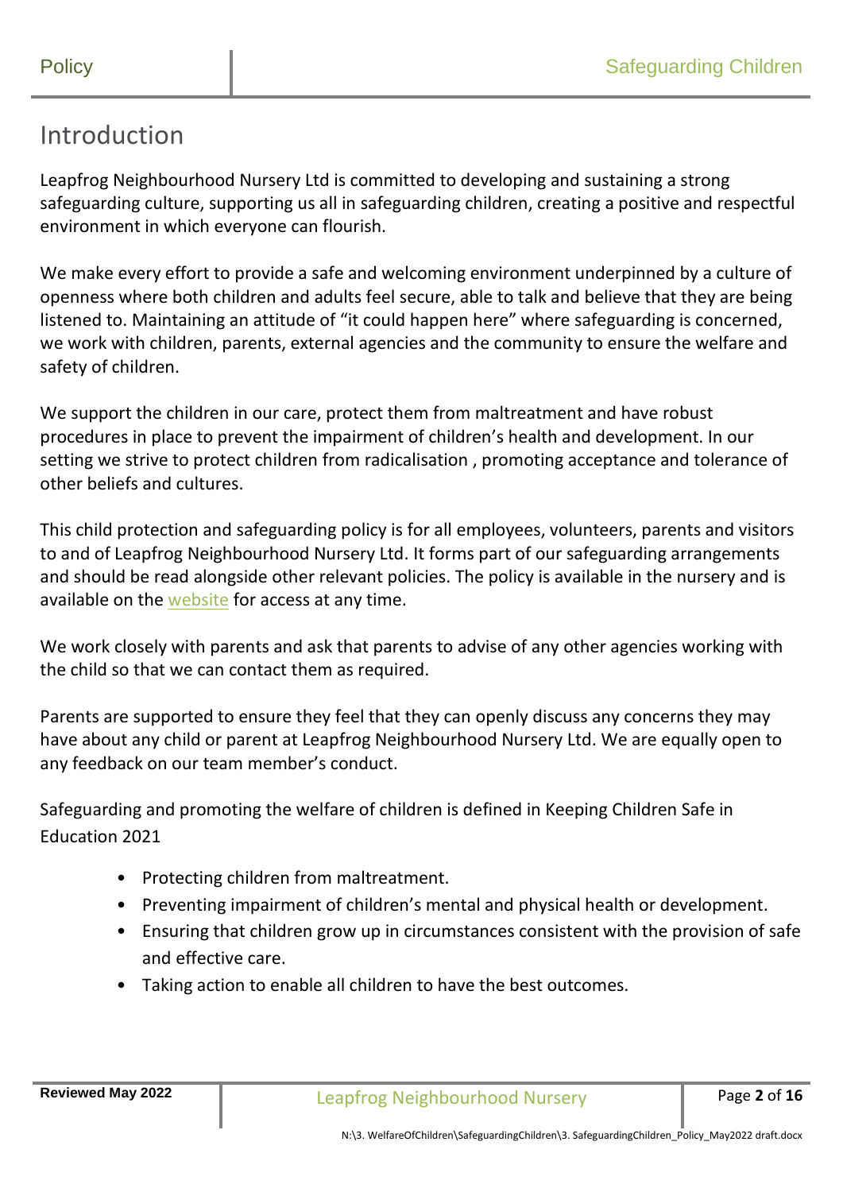# Introduction

Leapfrog Neighbourhood Nursery Ltd is committed to developing and sustaining a strong safeguarding culture, supporting us all in safeguarding children, creating a positive and respectful environment in which everyone can flourish.

We make every effort to provide a safe and welcoming environment underpinned by a culture of openness where both children and adults feel secure, able to talk and believe that they are being listened to. Maintaining an attitude of "it could happen here" where safeguarding is concerned, we work with children, parents, external agencies and the community to ensure the welfare and safety of children.

We support the children in our care, protect them from maltreatment and have robust procedures in place to prevent the impairment of children's health and development. In our setting we strive to protect children from radicalisation , promoting acceptance and tolerance of other beliefs and cultures.

This child protection and safeguarding policy is for all employees, volunteers, parents and visitors to and of Leapfrog Neighbourhood Nursery Ltd. It forms part of our safeguarding arrangements and should be read alongside other relevant policies. The policy is available in the nursery and is available on the website for access at any time.

We work closely with parents and ask that parents to advise of any other agencies working with the child so that we can contact them as required.

Parents are supported to ensure they feel that they can openly discuss any concerns they may have about any child or parent at Leapfrog Neighbourhood Nursery Ltd. We are equally open to any feedback on our team member's conduct.

Safeguarding and promoting the welfare of children is defined in Keeping Children Safe in Education 2021

- Protecting children from maltreatment.
- Preventing impairment of children's mental and physical health or development.
- Ensuring that children grow up in circumstances consistent with the provision of safe and effective care.
- Taking action to enable all children to have the best outcomes.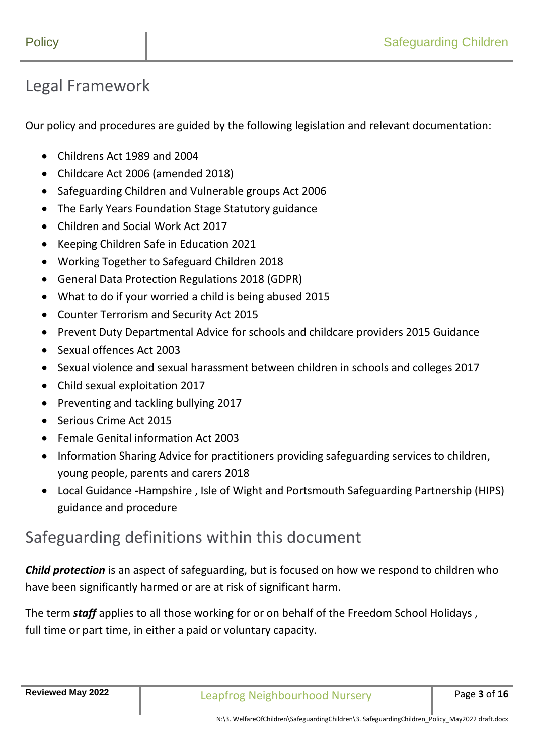## Legal Framework

Our policy and procedures are guided by the following legislation and relevant documentation:

- Childrens Act 1989 and 2004
- Childcare Act 2006 (amended 2018)
- Safeguarding Children and Vulnerable groups Act 2006
- The Early Years Foundation Stage Statutory guidance
- Children and Social Work Act 2017
- Keeping Children Safe in Education 2021
- Working Together to Safeguard Children 2018
- General Data Protection Regulations 2018 (GDPR)
- What to do if your worried a child is being abused 2015
- Counter Terrorism and Security Act 2015
- Prevent Duty Departmental Advice for schools and childcare providers 2015 Guidance
- Sexual offences Act 2003
- Sexual violence and sexual harassment between children in schools and colleges 2017
- Child sexual exploitation 2017
- Preventing and tackling bullying 2017
- Serious Crime Act 2015
- Female Genital information Act 2003
- Information Sharing Advice for practitioners providing safeguarding services to children, young people, parents and carers 2018
- Local Guidance **-**Hampshire , Isle of Wight and Portsmouth Safeguarding Partnership (HIPS) guidance and procedure

## Safeguarding definitions within this document

***Child protection*** is an aspect of safeguarding, but is focused on how we respond to children who have been significantly harmed or are at risk of significant harm.

The term ***staff*** applies to all those working for or on behalf of the Freedom School Holidays , full time or part time, in either a paid or voluntary capacity.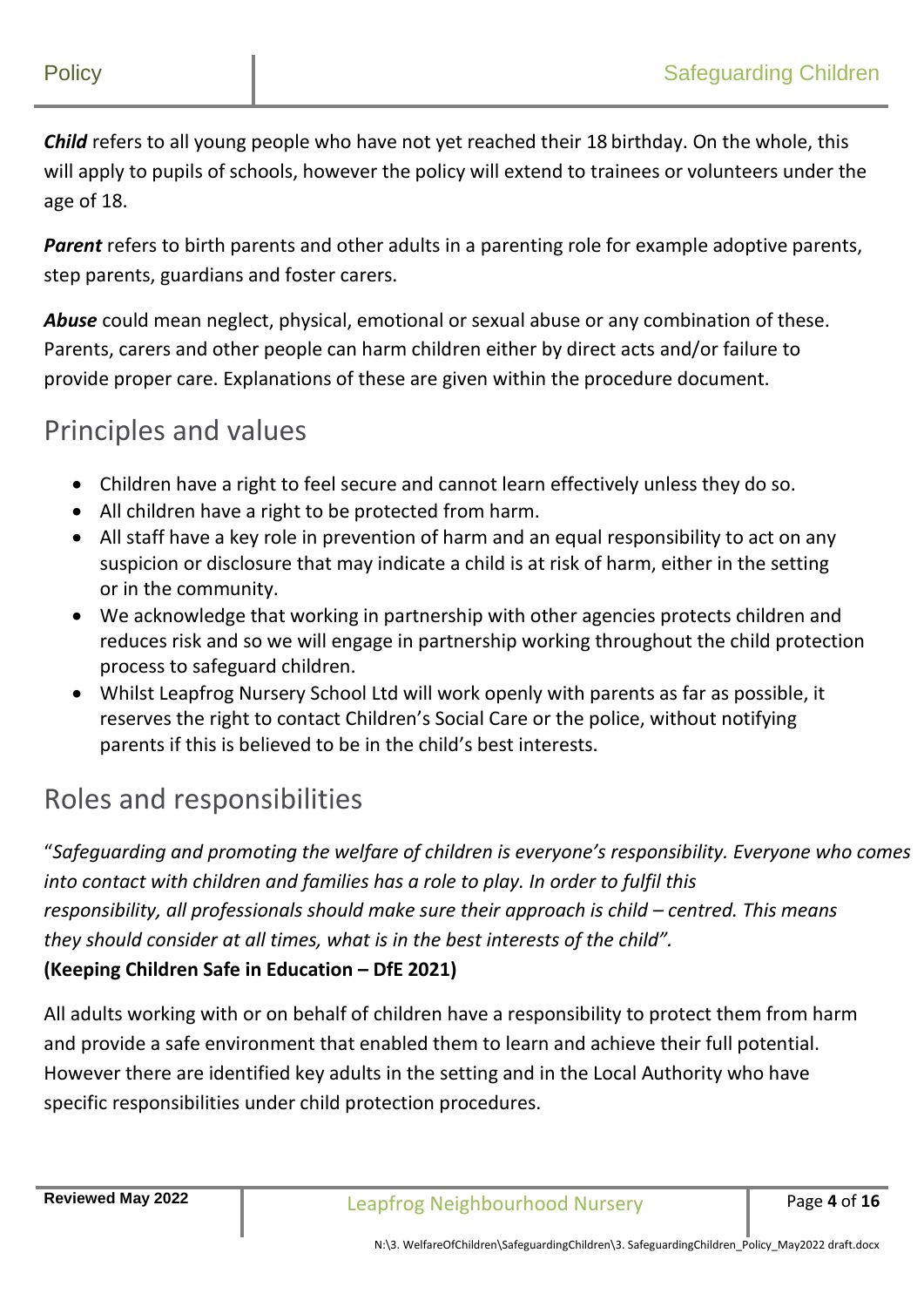***Child*** refers to all young people who have not yet reached their 18 birthday. On the whole, this will apply to pupils of schools, however the policy will extend to trainees or volunteers under the age of 18.

***Parent*** refers to birth parents and other adults in a parenting role for example adoptive parents, step parents, guardians and foster carers.

***Abuse*** could mean neglect, physical, emotional or sexual abuse or any combination of these. Parents, carers and other people can harm children either by direct acts and/or failure to provide proper care. Explanations of these are given within the procedure document.

## Principles and values

- Children have a right to feel secure and cannot learn effectively unless they do so.
- All children have a right to be protected from harm.
- All staff have a key role in prevention of harm and an equal responsibility to act on any suspicion or disclosure that may indicate a child is at risk of harm, either in the setting or in the community.
- We acknowledge that working in partnership with other agencies protects children and reduces risk and so we will engage in partnership working throughout the child protection process to safeguard children.
- Whilst Leapfrog Nursery School Ltd will work openly with parents as far as possible, it reserves the right to contact Children's Social Care or the police, without notifying parents if this is believed to be in the child's best interests.

## Roles and responsibilities

"*Safeguarding and promoting the welfare of children is everyone's responsibility. Everyone who comes into contact with children and families has a role to play. In order to fulfil this responsibility, all professionals should make sure their approach is child – centred. This means they should consider at all times, what is in the best interests of the child".*

**(Keeping Children Safe in Education – DfE 2021)**

All adults working with or on behalf of children have a responsibility to protect them from harm and provide a safe environment that enabled them to learn and achieve their full potential. However there are identified key adults in the setting and in the Local Authority who have specific responsibilities under child protection procedures.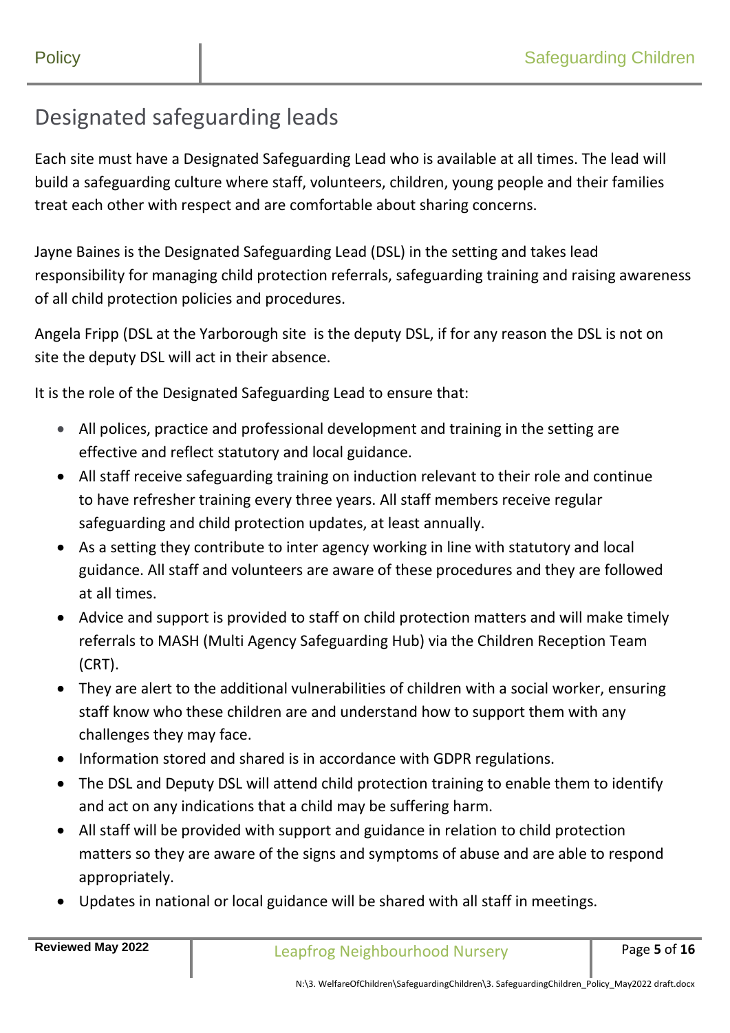## Designated safeguarding leads

Each site must have a Designated Safeguarding Lead who is available at all times. The lead will build a safeguarding culture where staff, volunteers, children, young people and their families treat each other with respect and are comfortable about sharing concerns.

Jayne Baines is the Designated Safeguarding Lead (DSL) in the setting and takes lead responsibility for managing child protection referrals, safeguarding training and raising awareness of all child protection policies and procedures.

Angela Fripp (DSL at the Yarborough site  is the deputy DSL, if for any reason the DSL is not on site the deputy DSL will act in their absence.

It is the role of the Designated Safeguarding Lead to ensure that:

- All polices, practice and professional development and training in the setting are effective and reflect statutory and local guidance.
- All staff receive safeguarding training on induction relevant to their role and continue to have refresher training every three years. All staff members receive regular safeguarding and child protection updates, at least annually.
- As a setting they contribute to inter agency working in line with statutory and local guidance. All staff and volunteers are aware of these procedures and they are followed at all times.
- Advice and support is provided to staff on child protection matters and will make timely referrals to MASH (Multi Agency Safeguarding Hub) via the Children Reception Team (CRT).
- They are alert to the additional vulnerabilities of children with a social worker, ensuring staff know who these children are and understand how to support them with any challenges they may face.
- Information stored and shared is in accordance with GDPR regulations.
- The DSL and Deputy DSL will attend child protection training to enable them to identify and act on any indications that a child may be suffering harm.
- All staff will be provided with support and guidance in relation to child protection matters so they are aware of the signs and symptoms of abuse and are able to respond appropriately.
- Updates in national or local guidance will be shared with all staff in meetings.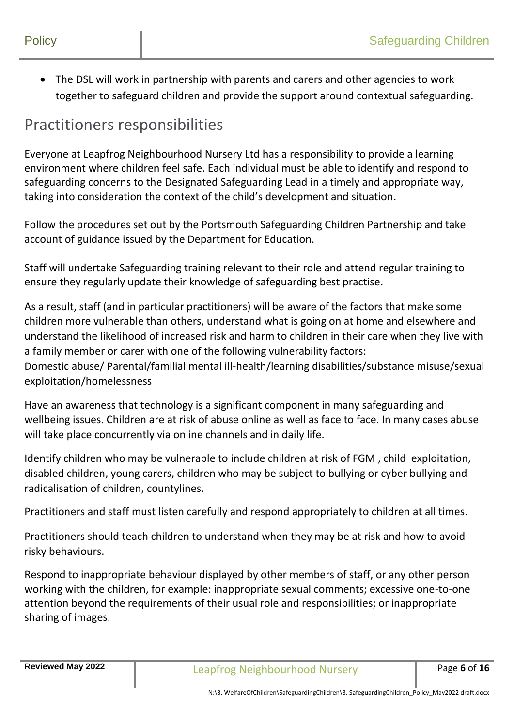- The DSL will work in partnership with parents and carers and other agencies to work together to safeguard children and provide the support around contextual safeguarding.

## Practitioners responsibilities

Everyone at Leapfrog Neighbourhood Nursery Ltd has a responsibility to provide a learning environment where children feel safe. Each individual must be able to identify and respond to safeguarding concerns to the Designated Safeguarding Lead in a timely and appropriate way, taking into consideration the context of the child's development and situation.

Follow the procedures set out by the Portsmouth Safeguarding Children Partnership and take account of guidance issued by the Department for Education.

Staff will undertake Safeguarding training relevant to their role and attend regular training to ensure they regularly update their knowledge of safeguarding best practise.

As a result, staff (and in particular practitioners) will be aware of the factors that make some children more vulnerable than others, understand what is going on at home and elsewhere and understand the likelihood of increased risk and harm to children in their care when they live with a family member or carer with one of the following vulnerability factors:
Domestic abuse/ Parental/familial mental ill-health/learning disabilities/substance misuse/sexual exploitation/homelessness

Have an awareness that technology is a significant component in many safeguarding and wellbeing issues. Children are at risk of abuse online as well as face to face. In many cases abuse will take place concurrently via online channels and in daily life.

Identify children who may be vulnerable to include children at risk of FGM , child exploitation, disabled children, young carers, children who may be subject to bullying or cyber bullying and radicalisation of children, countylines.

Practitioners and staff must listen carefully and respond appropriately to children at all times.

Practitioners should teach children to understand when they may be at risk and how to avoid risky behaviours.

Respond to inappropriate behaviour displayed by other members of staff, or any other person working with the children, for example: inappropriate sexual comments; excessive one-to-one attention beyond the requirements of their usual role and responsibilities; or inappropriate sharing of images.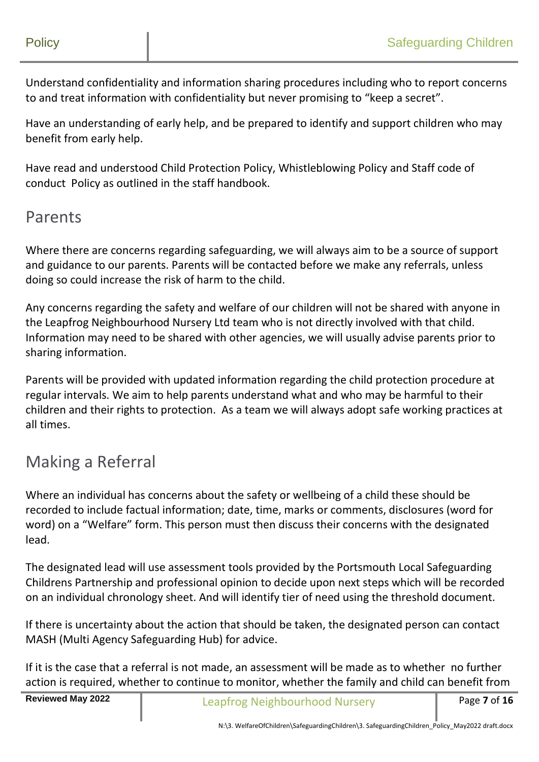Understand confidentiality and information sharing procedures including who to report concerns to and treat information with confidentiality but never promising to "keep a secret".

Have an understanding of early help, and be prepared to identify and support children who may benefit from early help.

Have read and understood Child Protection Policy, Whistleblowing Policy and Staff code of conduct Policy as outlined in the staff handbook.

## Parents

Where there are concerns regarding safeguarding, we will always aim to be a source of support and guidance to our parents. Parents will be contacted before we make any referrals, unless doing so could increase the risk of harm to the child.

Any concerns regarding the safety and welfare of our children will not be shared with anyone in the Leapfrog Neighbourhood Nursery Ltd team who is not directly involved with that child. Information may need to be shared with other agencies, we will usually advise parents prior to sharing information.

Parents will be provided with updated information regarding the child protection procedure at regular intervals. We aim to help parents understand what and who may be harmful to their children and their rights to protection. As a team we will always adopt safe working practices at all times.

## Making a Referral

Where an individual has concerns about the safety or wellbeing of a child these should be recorded to include factual information; date, time, marks or comments, disclosures (word for word) on a "Welfare" form. This person must then discuss their concerns with the designated lead.

The designated lead will use assessment tools provided by the Portsmouth Local Safeguarding Childrens Partnership and professional opinion to decide upon next steps which will be recorded on an individual chronology sheet. And will identify tier of need using the threshold document.

If there is uncertainty about the action that should be taken, the designated person can contact MASH (Multi Agency Safeguarding Hub) for advice.

If it is the case that a referral is not made, an assessment will be made as to whether no further action is required, whether to continue to monitor, whether the family and child can benefit from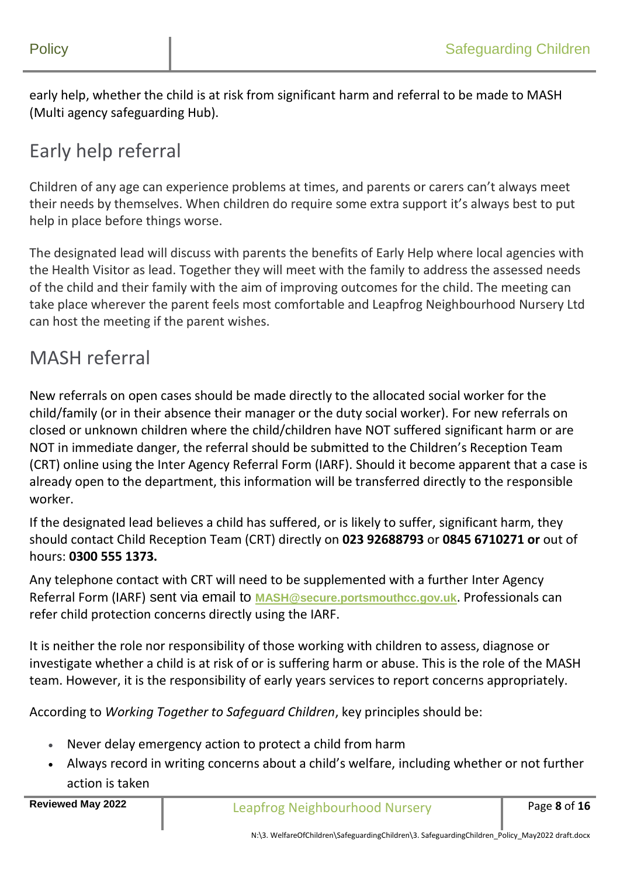early help, whether the child is at risk from significant harm and referral to be made to MASH (Multi agency safeguarding Hub).

## Early help referral

Children of any age can experience problems at times, and parents or carers can't always meet their needs by themselves. When children do require some extra support it's always best to put help in place before things worse.

The designated lead will discuss with parents the benefits of Early Help where local agencies with the Health Visitor as lead. Together they will meet with the family to address the assessed needs of the child and their family with the aim of improving outcomes for the child. The meeting can take place wherever the parent feels most comfortable and Leapfrog Neighbourhood Nursery Ltd can host the meeting if the parent wishes.

## MASH referral

New referrals on open cases should be made directly to the allocated social worker for the child/family (or in their absence their manager or the duty social worker). For new referrals on closed or unknown children where the child/children have NOT suffered significant harm or are NOT in immediate danger, the referral should be submitted to the Children's Reception Team (CRT) online using the Inter Agency Referral Form (IARF). Should it become apparent that a case is already open to the department, this information will be transferred directly to the responsible worker.

If the designated lead believes a child has suffered, or is likely to suffer, significant harm, they should contact Child Reception Team (CRT) directly on **023 92688793** or **0845 6710271 or** out of hours: **0300 555 1373.**

Any telephone contact with CRT will need to be supplemented with a further Inter Agency Referral Form (IARF) sent via email to **MASH@secure.portsmouthcc.gov.uk**. Professionals can refer child protection concerns directly using the IARF.

It is neither the role nor responsibility of those working with children to assess, diagnose or investigate whether a child is at risk of or is suffering harm or abuse. This is the role of the MASH team. However, it is the responsibility of early years services to report concerns appropriately.

According to *Working Together to Safeguard Children*, key principles should be:

- Never delay emergency action to protect a child from harm
- Always record in writing concerns about a child's welfare, including whether or not further action is taken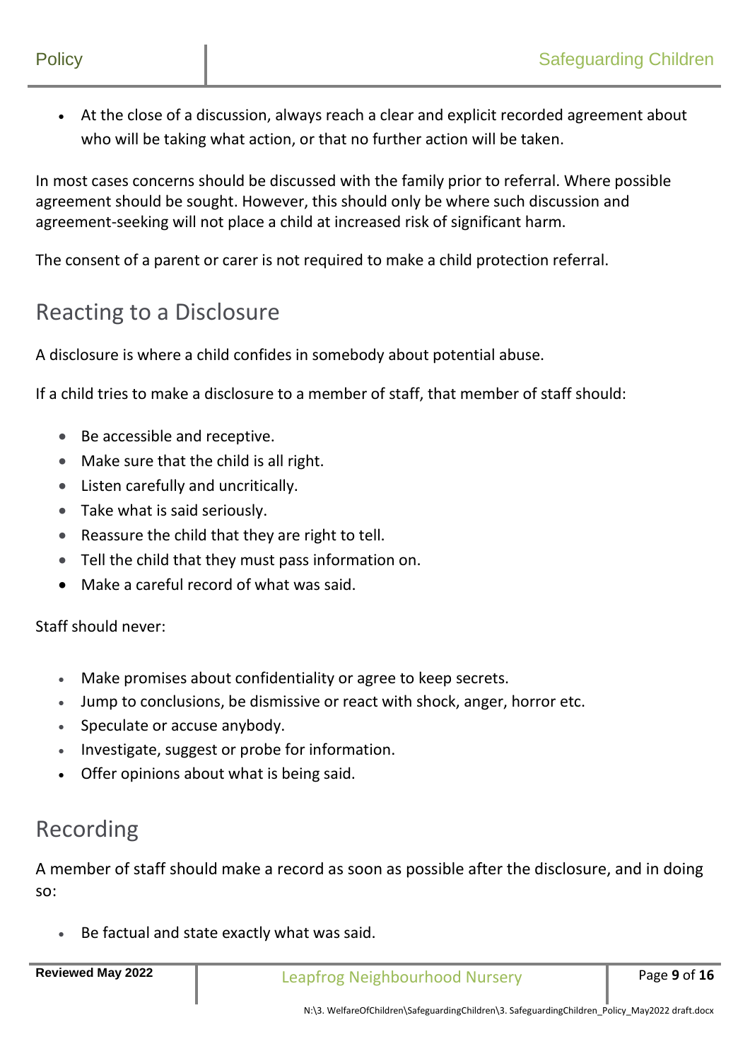- At the close of a discussion, always reach a clear and explicit recorded agreement about who will be taking what action, or that no further action will be taken.

In most cases concerns should be discussed with the family prior to referral. Where possible agreement should be sought. However, this should only be where such discussion and agreement-seeking will not place a child at increased risk of significant harm.

The consent of a parent or carer is not required to make a child protection referral.

## Reacting to a Disclosure

A disclosure is where a child confides in somebody about potential abuse.

If a child tries to make a disclosure to a member of staff, that member of staff should:

- Be accessible and receptive.
- Make sure that the child is all right.
- Listen carefully and uncritically.
- Take what is said seriously.
- Reassure the child that they are right to tell.
- Tell the child that they must pass information on.
- Make a careful record of what was said.

Staff should never:

- Make promises about confidentiality or agree to keep secrets.
- Jump to conclusions, be dismissive or react with shock, anger, horror etc.
- Speculate or accuse anybody.
- Investigate, suggest or probe for information.
- Offer opinions about what is being said.

## Recording

A member of staff should make a record as soon as possible after the disclosure, and in doing so:

- Be factual and state exactly what was said.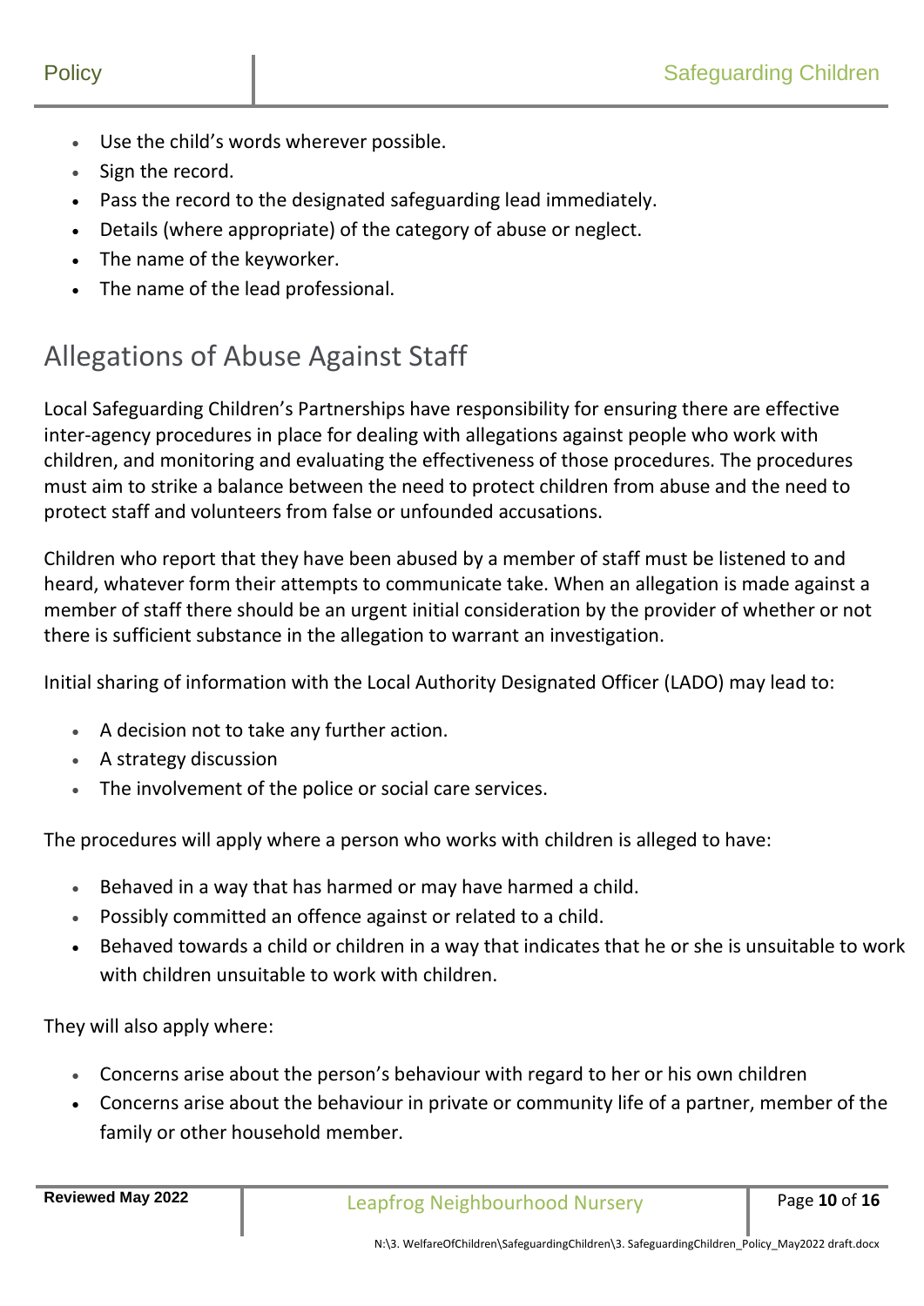- Use the child's words wherever possible.
- Sign the record.
- Pass the record to the designated safeguarding lead immediately.
- Details (where appropriate) of the category of abuse or neglect.
- The name of the keyworker.
- The name of the lead professional.

## Allegations of Abuse Against Staff

Local Safeguarding Children's Partnerships have responsibility for ensuring there are effective inter-agency procedures in place for dealing with allegations against people who work with children, and monitoring and evaluating the effectiveness of those procedures. The procedures must aim to strike a balance between the need to protect children from abuse and the need to protect staff and volunteers from false or unfounded accusations.

Children who report that they have been abused by a member of staff must be listened to and heard, whatever form their attempts to communicate take. When an allegation is made against a member of staff there should be an urgent initial consideration by the provider of whether or not there is sufficient substance in the allegation to warrant an investigation.

Initial sharing of information with the Local Authority Designated Officer (LADO) may lead to:

- A decision not to take any further action.
- A strategy discussion
- The involvement of the police or social care services.

The procedures will apply where a person who works with children is alleged to have:

- Behaved in a way that has harmed or may have harmed a child.
- Possibly committed an offence against or related to a child.
- Behaved towards a child or children in a way that indicates that he or she is unsuitable to work with children unsuitable to work with children.

They will also apply where:

- Concerns arise about the person's behaviour with regard to her or his own children
- Concerns arise about the behaviour in private or community life of a partner, member of the family or other household member.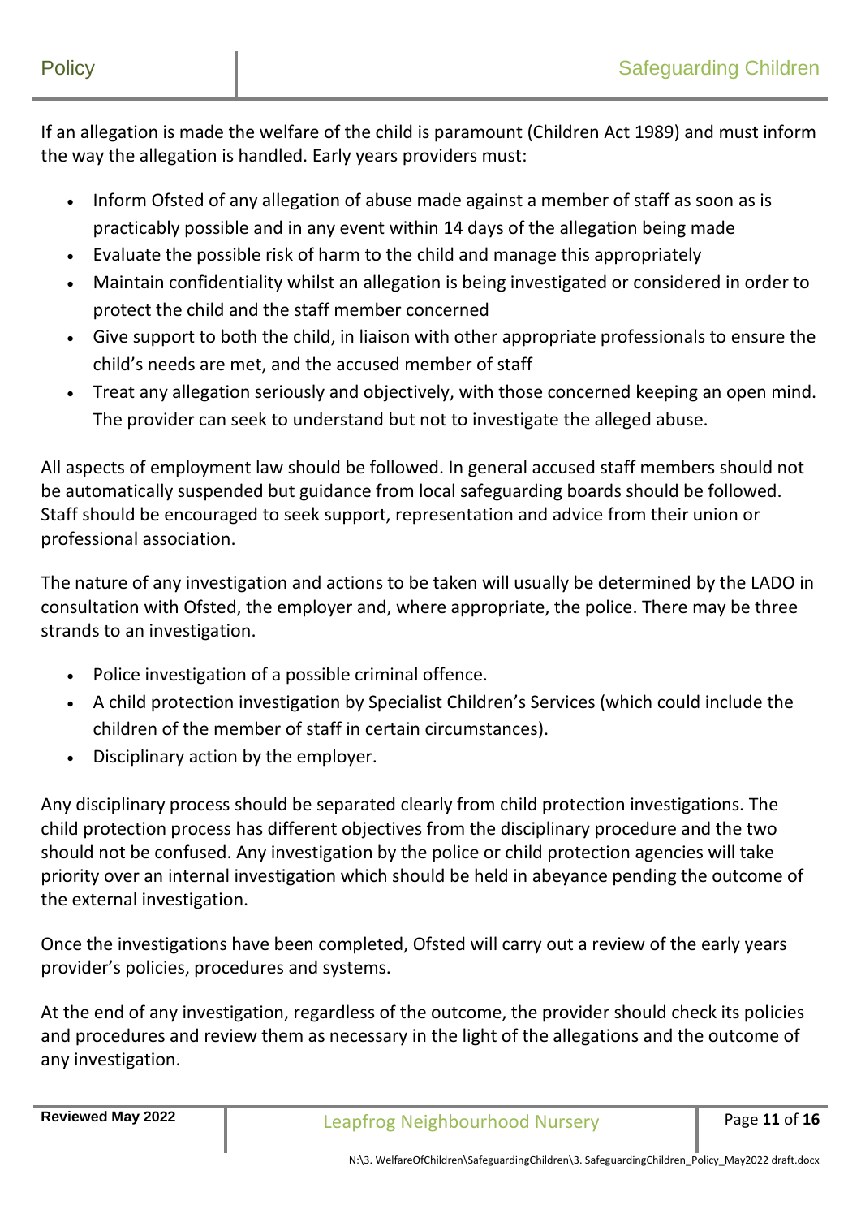If an allegation is made the welfare of the child is paramount (Children Act 1989) and must inform the way the allegation is handled. Early years providers must:

- Inform Ofsted of any allegation of abuse made against a member of staff as soon as is practicably possible and in any event within 14 days of the allegation being made
- Evaluate the possible risk of harm to the child and manage this appropriately
- Maintain confidentiality whilst an allegation is being investigated or considered in order to protect the child and the staff member concerned
- Give support to both the child, in liaison with other appropriate professionals to ensure the child's needs are met, and the accused member of staff
- Treat any allegation seriously and objectively, with those concerned keeping an open mind. The provider can seek to understand but not to investigate the alleged abuse.

All aspects of employment law should be followed. In general accused staff members should not be automatically suspended but guidance from local safeguarding boards should be followed. Staff should be encouraged to seek support, representation and advice from their union or professional association.

The nature of any investigation and actions to be taken will usually be determined by the LADO in consultation with Ofsted, the employer and, where appropriate, the police. There may be three strands to an investigation.

- Police investigation of a possible criminal offence.
- A child protection investigation by Specialist Children's Services (which could include the children of the member of staff in certain circumstances).
- Disciplinary action by the employer.

Any disciplinary process should be separated clearly from child protection investigations. The child protection process has different objectives from the disciplinary procedure and the two should not be confused. Any investigation by the police or child protection agencies will take priority over an internal investigation which should be held in abeyance pending the outcome of the external investigation.

Once the investigations have been completed, Ofsted will carry out a review of the early years provider's policies, procedures and systems.

At the end of any investigation, regardless of the outcome, the provider should check its policies and procedures and review them as necessary in the light of the allegations and the outcome of any investigation.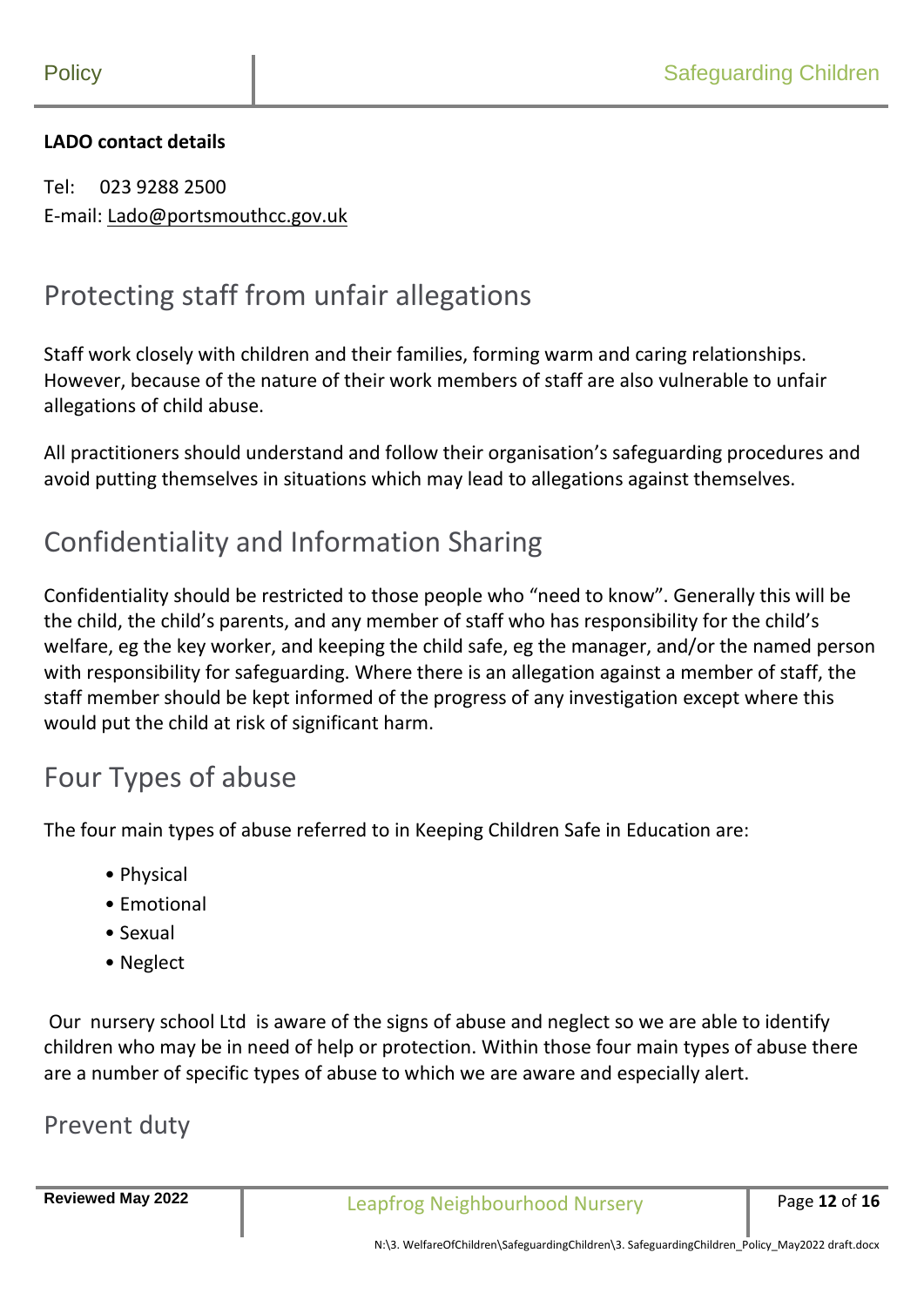**LADO contact details**

Tel: 023 9288 2500
E-mail: Lado@portsmouthcc.gov.uk

## Protecting staff from unfair allegations

Staff work closely with children and their families, forming warm and caring relationships. However, because of the nature of their work members of staff are also vulnerable to unfair allegations of child abuse.

All practitioners should understand and follow their organisation's safeguarding procedures and avoid putting themselves in situations which may lead to allegations against themselves.

## Confidentiality and Information Sharing

Confidentiality should be restricted to those people who "need to know". Generally this will be the child, the child's parents, and any member of staff who has responsibility for the child's welfare, eg the key worker, and keeping the child safe, eg the manager, and/or the named person with responsibility for safeguarding. Where there is an allegation against a member of staff, the staff member should be kept informed of the progress of any investigation except where this would put the child at risk of significant harm.

## Four Types of abuse

The four main types of abuse referred to in Keeping Children Safe in Education are:

- Physical
- Emotional
- Sexual
- Neglect

Our nursery school Ltd is aware of the signs of abuse and neglect so we are able to identify children who may be in need of help or protection. Within those four main types of abuse there are a number of specific types of abuse to which we are aware and especially alert.

## Prevent duty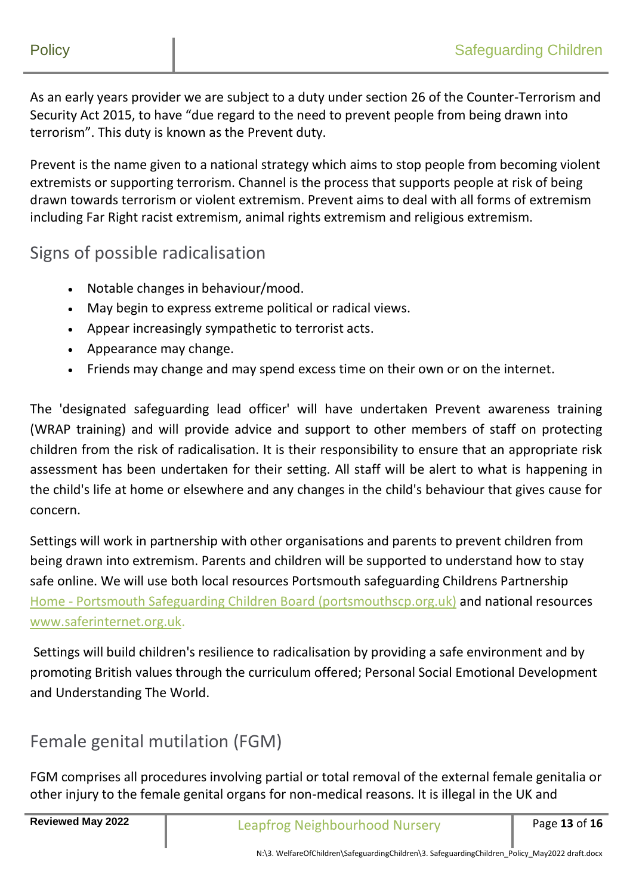As an early years provider we are subject to a duty under section 26 of the Counter-Terrorism and Security Act 2015, to have "due regard to the need to prevent people from being drawn into terrorism". This duty is known as the Prevent duty.

Prevent is the name given to a national strategy which aims to stop people from becoming violent extremists or supporting terrorism. Channel is the process that supports people at risk of being drawn towards terrorism or violent extremism. Prevent aims to deal with all forms of extremism including Far Right racist extremism, animal rights extremism and religious extremism.

## Signs of possible radicalisation

- Notable changes in behaviour/mood.
- May begin to express extreme political or radical views.
- Appear increasingly sympathetic to terrorist acts.
- Appearance may change.
- Friends may change and may spend excess time on their own or on the internet.

The 'designated safeguarding lead officer' will have undertaken Prevent awareness training (WRAP training) and will provide advice and support to other members of staff on protecting children from the risk of radicalisation. It is their responsibility to ensure that an appropriate risk assessment has been undertaken for their setting. All staff will be alert to what is happening in the child's life at home or elsewhere and any changes in the child's behaviour that gives cause for concern.

Settings will work in partnership with other organisations and parents to prevent children from being drawn into extremism. Parents and children will be supported to understand how to stay safe online. We will use both local resources Portsmouth safeguarding Childrens Partnership Home - Portsmouth Safeguarding Children Board (portsmouthscp.org.uk) and national resources www.saferinternet.org.uk.

Settings will build children's resilience to radicalisation by providing a safe environment and by promoting British values through the curriculum offered; Personal Social Emotional Development and Understanding The World.

## Female genital mutilation (FGM)

FGM comprises all procedures involving partial or total removal of the external female genitalia or other injury to the female genital organs for non-medical reasons. It is illegal in the UK and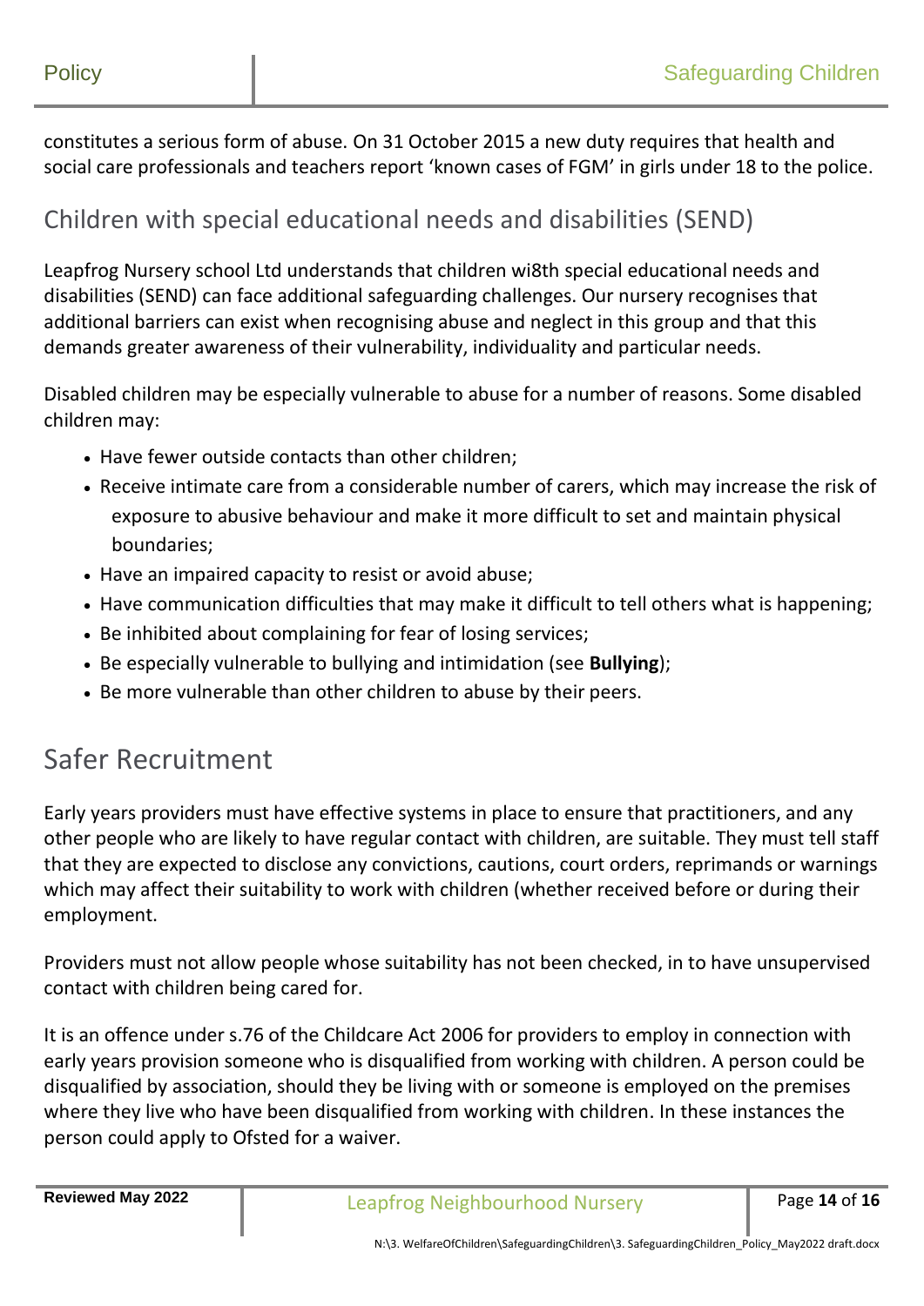constitutes a serious form of abuse. On 31 October 2015 a new duty requires that health and social care professionals and teachers report 'known cases of FGM' in girls under 18 to the police.

## Children with special educational needs and disabilities (SEND)

Leapfrog Nursery school Ltd understands that children wi8th special educational needs and disabilities (SEND) can face additional safeguarding challenges. Our nursery recognises that additional barriers can exist when recognising abuse and neglect in this group and that this demands greater awareness of their vulnerability, individuality and particular needs.

Disabled children may be especially vulnerable to abuse for a number of reasons. Some disabled children may:

- Have fewer outside contacts than other children;
- Receive intimate care from a considerable number of carers, which may increase the risk of exposure to abusive behaviour and make it more difficult to set and maintain physical boundaries;
- Have an impaired capacity to resist or avoid abuse;
- Have communication difficulties that may make it difficult to tell others what is happening;
- Be inhibited about complaining for fear of losing services;
- Be especially vulnerable to bullying and intimidation (see **Bullying**);
- Be more vulnerable than other children to abuse by their peers.

# Safer Recruitment

Early years providers must have effective systems in place to ensure that practitioners, and any other people who are likely to have regular contact with children, are suitable. They must tell staff that they are expected to disclose any convictions, cautions, court orders, reprimands or warnings which may affect their suitability to work with children (whether received before or during their employment.

Providers must not allow people whose suitability has not been checked, in to have unsupervised contact with children being cared for.

It is an offence under s.76 of the Childcare Act 2006 for providers to employ in connection with early years provision someone who is disqualified from working with children. A person could be disqualified by association, should they be living with or someone is employed on the premises where they live who have been disqualified from working with children. In these instances the person could apply to Ofsted for a waiver.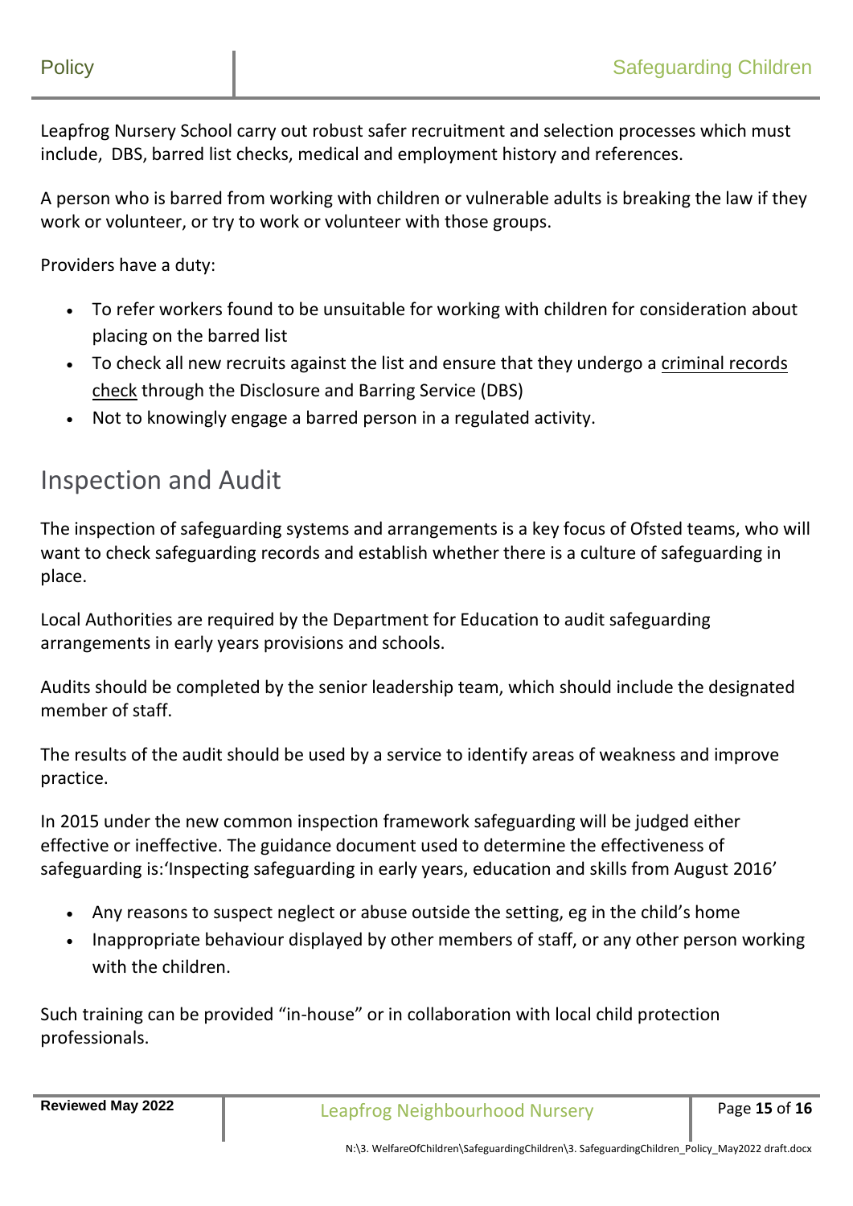Leapfrog Nursery School carry out robust safer recruitment and selection processes which must include,  DBS, barred list checks, medical and employment history and references.

A person who is barred from working with children or vulnerable adults is breaking the law if they work or volunteer, or try to work or volunteer with those groups.

Providers have a duty:

- To refer workers found to be unsuitable for working with children for consideration about placing on the barred list
- To check all new recruits against the list and ensure that they undergo a criminal records check through the Disclosure and Barring Service (DBS)
- Not to knowingly engage a barred person in a regulated activity.

## Inspection and Audit

The inspection of safeguarding systems and arrangements is a key focus of Ofsted teams, who will want to check safeguarding records and establish whether there is a culture of safeguarding in place.

Local Authorities are required by the Department for Education to audit safeguarding arrangements in early years provisions and schools.

Audits should be completed by the senior leadership team, which should include the designated member of staff.

The results of the audit should be used by a service to identify areas of weakness and improve practice.

In 2015 under the new common inspection framework safeguarding will be judged either effective or ineffective. The guidance document used to determine the effectiveness of safeguarding is:'Inspecting safeguarding in early years, education and skills from August 2016'

- Any reasons to suspect neglect or abuse outside the setting, eg in the child's home
- Inappropriate behaviour displayed by other members of staff, or any other person working with the children.

Such training can be provided "in-house" or in collaboration with local child protection professionals.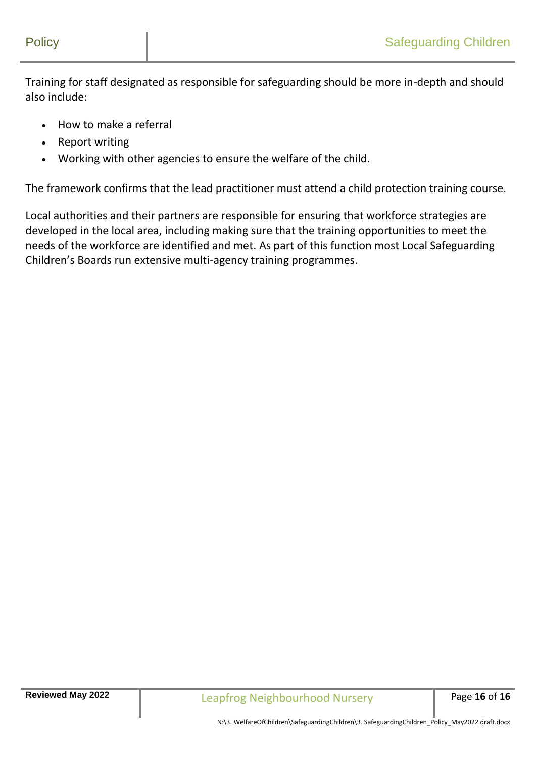Training for staff designated as responsible for safeguarding should be more in-depth and should also include:

- How to make a referral
- Report writing
- Working with other agencies to ensure the welfare of the child.

The framework confirms that the lead practitioner must attend a child protection training course.

Local authorities and their partners are responsible for ensuring that workforce strategies are developed in the local area, including making sure that the training opportunities to meet the needs of the workforce are identified and met. As part of this function most Local Safeguarding Children's Boards run extensive multi-agency training programmes.